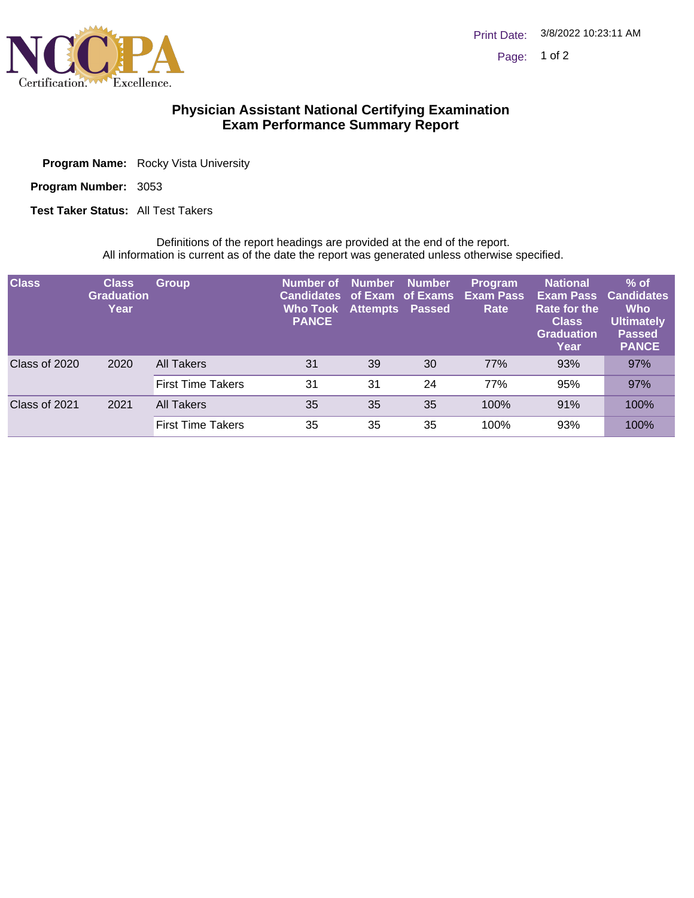# Physician Assistant National Certifying Examination
## Exam Performance Summary Report

**Program Name:** Rocky Vista University

**Program Number:** 3053

**Test Taker Status:** All Test Takers

Definitions of the report headings are provided at the end of the report.
All information is current as of the date the report was generated unless otherwise specified.

| Class | Class Graduation Year | Group | Number of Candidates Who Took PANCE | Number of Exam Attempts | Number of Exams Passed | Program Exam Pass Rate | National Exam Pass Rate for the Class Graduation Year | % of Candidates Who Ultimately Passed PANCE |
|---|---|---|---|---|---|---|---|---|
| Class of 2020 | 2020 | All Takers | 31 | 39 | 30 | 77% | 93% | 97% |
| | | First Time Takers | 31 | 31 | 24 | 77% | 95% | 97% |
| Class of 2021 | 2021 | All Takers | 35 | 35 | 35 | 100% | 91% | 100% |
| | | First Time Takers | 35 | 35 | 35 | 100% | 93% | 100% |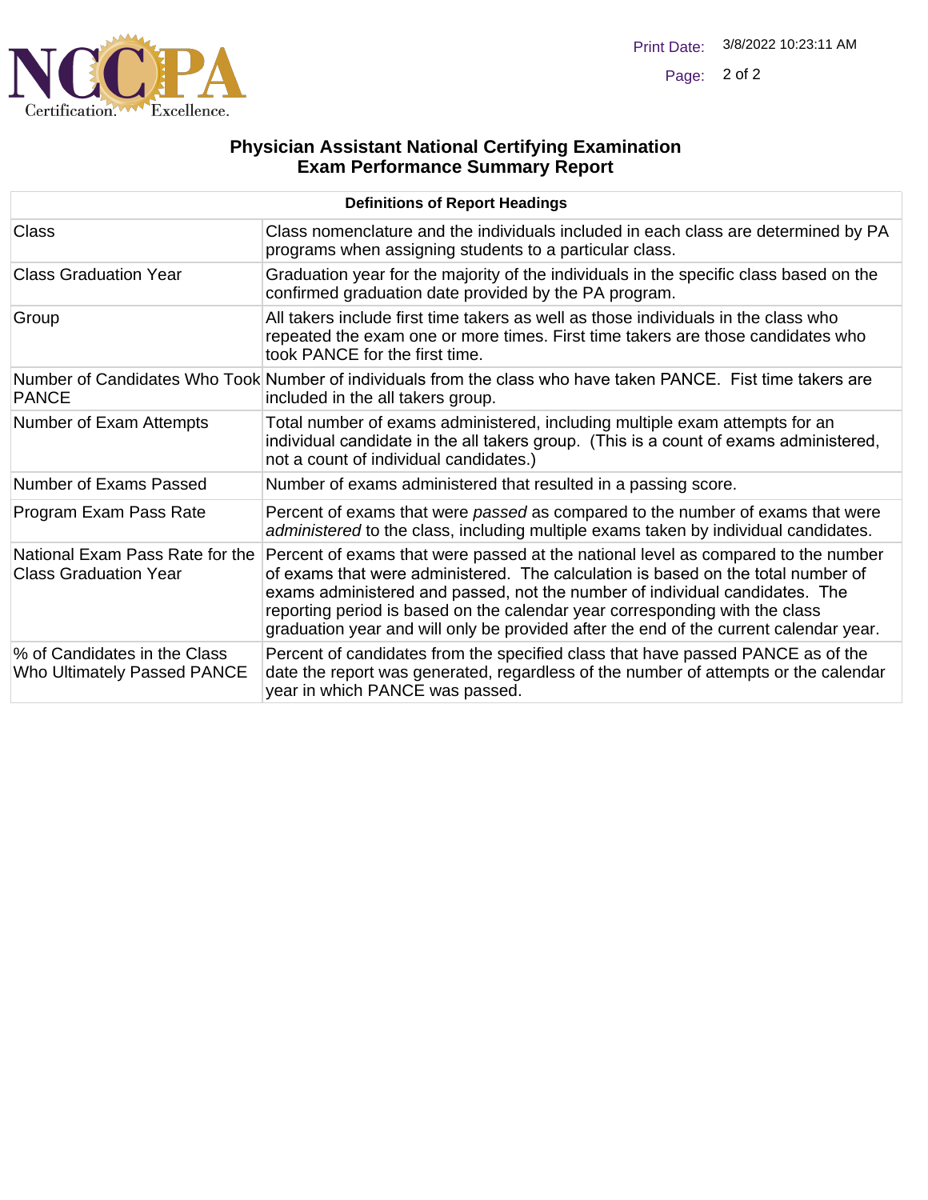## Physician Assistant National Certifying Examination
## Exam Performance Summary Report

| Definitions of Report Headings | |
|---|---|
| Class | Class nomenclature and the individuals included in each class are determined by PA programs when assigning students to a particular class. |
| Class Graduation Year | Graduation year for the majority of the individuals in the specific class based on the confirmed graduation date provided by the PA program. |
| Group | All takers include first time takers as well as those individuals in the class who repeated the exam one or more times. First time takers are those candidates who took PANCE for the first time. |
| Number of Candidates Who Took PANCE | Number of individuals from the class who have taken PANCE. Fist time takers are included in the all takers group. |
| Number of Exam Attempts | Total number of exams administered, including multiple exam attempts for an individual candidate in the all takers group. (This is a count of exams administered, not a count of individual candidates.) |
| Number of Exams Passed | Number of exams administered that resulted in a passing score. |
| Program Exam Pass Rate | Percent of exams that were *passed* as compared to the number of exams that were *administered* to the class, including multiple exams taken by individual candidates. |
| National Exam Pass Rate for the Class Graduation Year | Percent of exams that were passed at the national level as compared to the number of exams that were administered. The calculation is based on the total number of exams administered and passed, not the number of individual candidates. The reporting period is based on the calendar year corresponding with the class graduation year and will only be provided after the end of the current calendar year. |
| % of Candidates in the Class Who Ultimately Passed PANCE | Percent of candidates from the specified class that have passed PANCE as of the date the report was generated, regardless of the number of attempts or the calendar year in which PANCE was passed. |